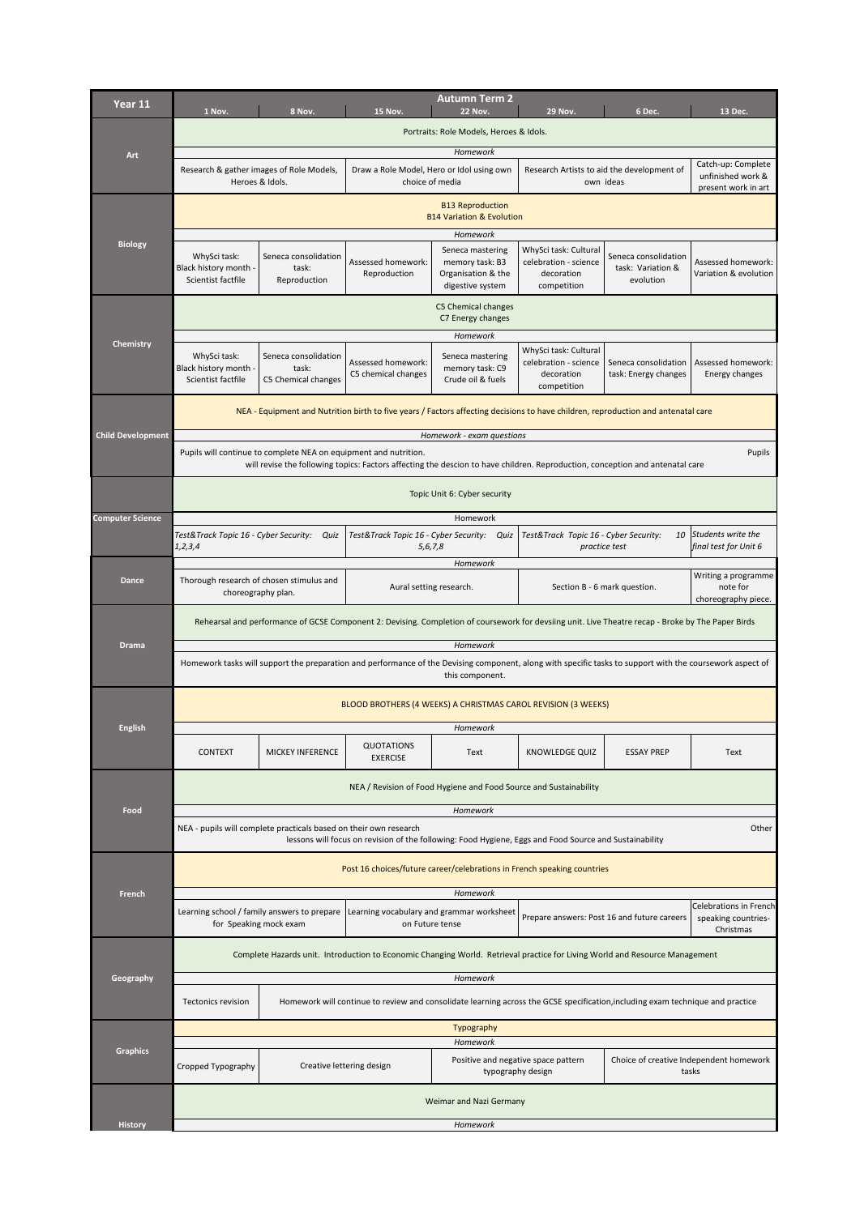| Year 11 | Autumn Term 2 | | | | | | |
|---|---|---|---|---|---|---|---|
| | 1 Nov. | 8 Nov. | 15 Nov. | 22 Nov. | 29 Nov. | 6 Dec. | 13 Dec. |
| Art | Portraits: Role Models, Heroes & Idols. | | | | | | |
| | Homework | | | | | | |
| | Research & gather images of Role Models, Heroes & Idols. | | Draw a Role Model, Hero or Idol using own choice of media | | Research Artists to aid the development of own ideas | | Catch-up: Complete unfinished work & present work in art |
| Biology | B13 Reproduction<br>B14 Variation & Evolution | | | | | | |
| | Homework | | | | | | |
| | WhySci task: Black history month - Scientist factfile | Seneca consolidation task: Reproduction | Assessed homework: Reproduction | Seneca mastering memory task: B3 Organisation & the digestive system | WhySci task: Cultural celebration - science decoration competition | Seneca consolidation task: Variation & evolution | Assessed homework: Variation & evolution |
| Chemistry | C5 Chemical changes<br>C7 Energy changes | | | | | | |
| | Homework | | | | | | |
| | WhySci task: Black history month - Scientist factfile | Seneca consolidation task: C5 Chemical changes | Assessed homework: C5 chemical changes | Seneca mastering memory task: C9 Crude oil & fuels | WhySci task: Cultural celebration - science decoration competition | Seneca consolidation task: Energy changes | Assessed homework: Energy changes |
| Child Development | NEA - Equipment and Nutrition birth to five years / Factors affecting decisions to have children, reproduction and antenatal care | | | | | | |
| | *Homework - exam questions* | | | | | | |
| | Pupils will continue to complete NEA on equipment and nutrition. Pupils will revise the following topics: Factors affecting the descion to have children. Reproduction, conception and antenatal care | | | | | | |
| Computer Science | Topic Unit 6: Cyber security | | | | | | |
| | Homework | | | | | | |
| | *Test&Track Topic 16 - Cyber Security: Quiz 1,2,3,4* | | *Test&Track Topic 16 - Cyber Security: Quiz 5,6,7,8* | | *Test&Track Topic 16 - Cyber Security: 10 practice test* | | *Students write the final test for Unit 6* |
| Dance | *Homework* | | | | | | |
| | Thorough research of chosen stimulus and choreography plan. | | Aural setting research. | | Section B - 6 mark question. | | Writing a programme note for choreography piece. |
| Drama | Rehearsal and performance of GCSE Component 2: Devising. Completion of coursework for devsiing unit. Live Theatre recap - Broke by The Paper Birds | | | | | | |
| | *Homework* | | | | | | |
| | Homework tasks will support the preparation and performance of the Devising component, along with specific tasks to support with the coursework aspect of this component. | | | | | | |
| English | BLOOD BROTHERS (4 WEEKS) A CHRISTMAS CAROL REVISION (3 WEEKS) | | | | | | |
| | *Homework* | | | | | | |
| | CONTEXT | MICKEY INFERENCE | QUOTATIONS EXERCISE | Text | KNOWLEDGE QUIZ | ESSAY PREP | Text |
| Food | NEA / Revision of Food Hygiene and Food Source and Sustainability | | | | | | |
| | *Homework* | | | | | | |
| | NEA - pupils will complete practicals based on their own research. Other lessons will focus on revision of the following: Food Hygiene, Eggs and Food Source and Sustainability | | | | | | |
| French | Post 16 choices/future career/celebrations in French speaking countries | | | | | | |
| | *Homework* | | | | | | |
| | Learning school / family answers to prepare for Speaking mock exam | | Learning vocabulary and grammar worksheet on Future tense | | Prepare answers: Post 16 and future careers | | Celebrations in French speaking countries- Christmas |
| Geography | Complete Hazards unit. Introduction to Economic Changing World. Retrieval practice for Living World and Resource Management | | | | | | |
| | *Homework* | | | | | | |
| | Tectonics revision | Homework will continue to review and consolidate learning across the GCSE specification,including exam technique and practice | | | | | |
| Graphics | Typography | | | | | | |
| | *Homework* | | | | | | |
| | Cropped Typography | Creative lettering design | | Positive and negative space pattern typography design | | Choice of creative Independent homework tasks | |
| History | Weimar and Nazi Germany | | | | | | |
| | *Homework* | | | | | | |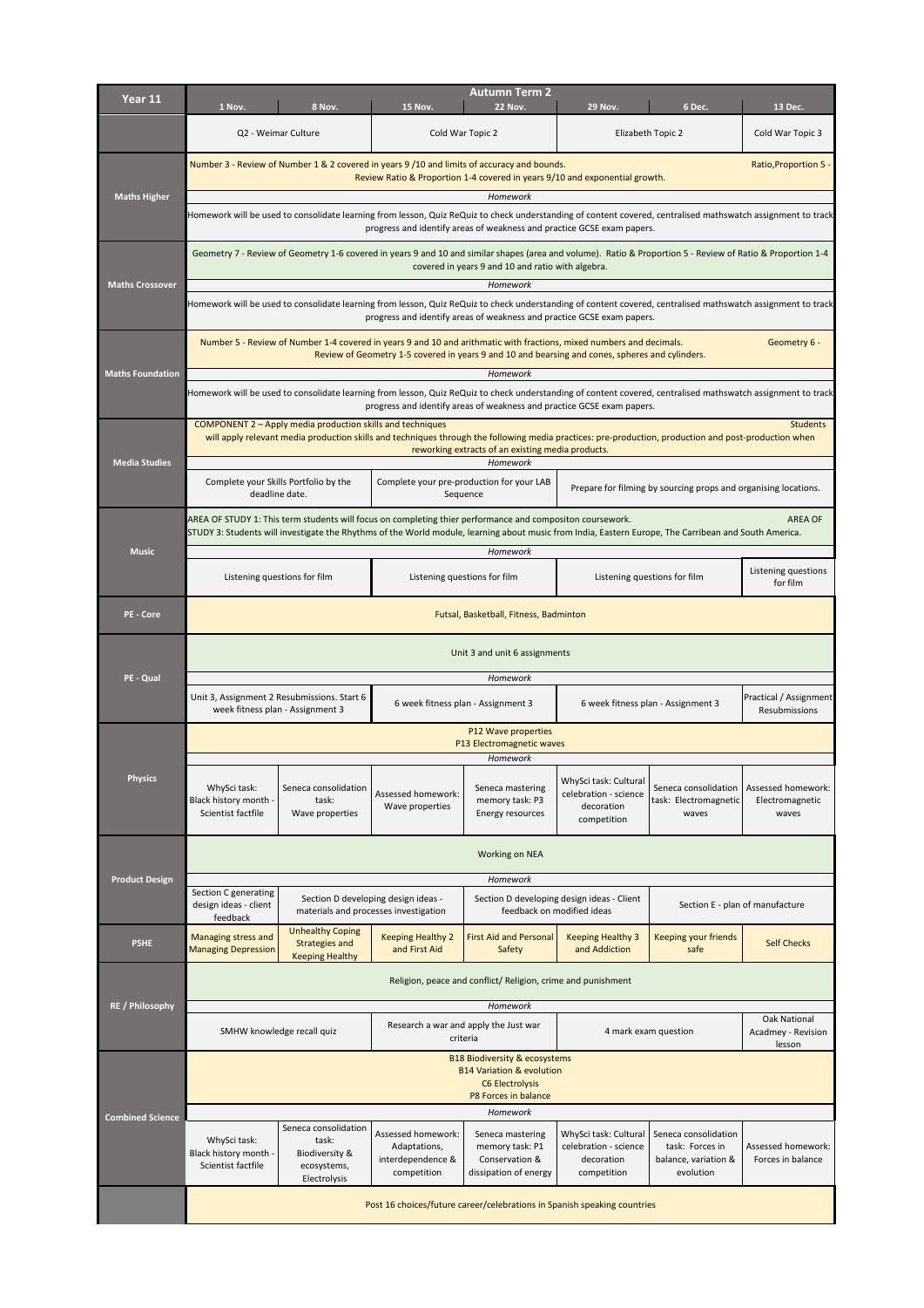| Year 11 | Autumn Term 2 | | | | | | |
|---|---|---|---|---|---|---|---|
| | 1 Nov. | 8 Nov. | 15 Nov. | 22 Nov. | 29 Nov. | 6 Dec. | 13 Dec. |
| | Q2 - Weimar Culture | | Cold War Topic 2 | | Elizabeth Topic 2 | | Cold War Topic 3 |
| Maths Higher | Number 3 - Review of Number 1 & 2 covered in years 9 /10 and limits of accuracy and bounds. Review Ratio & Proportion 1-4 covered in years 9/10 and exponential growth. | | | | | | Ratio,Proportion 5 - |
| | *Homework* | | | | | | |
| | Homework will be used to consolidate learning from lesson, Quiz ReQuiz to check understanding of content covered, centralised mathswatch assignment to track progress and identify areas of weakness and practice GCSE exam papers. | | | | | | |
| Maths Crossover | Geometry 7 - Review of Geometry 1-6 covered in years 9 and 10 and similar shapes (area and volume). Ratio & Proportion 5 - Review of Ratio & Proportion 1-4 covered in years 9 and 10 and ratio with algebra. | | | | | | |
| | *Homework* | | | | | | |
| | Homework will be used to consolidate learning from lesson, Quiz ReQuiz to check understanding of content covered, centralised mathswatch assignment to track progress and identify areas of weakness and practice GCSE exam papers. | | | | | | |
| Maths Foundation | Number 5 - Review of Number 1-4 covered in years 9 and 10 and arithmatic with fractions, mixed numbers and decimals. Review of Geometry 1-5 covered in years 9 and 10 and bearsing and cones, spheres and cylinders. | | | | | | Geometry 6 - |
| | *Homework* | | | | | | |
| | Homework will be used to consolidate learning from lesson, Quiz ReQuiz to check understanding of content covered, centralised mathswatch assignment to track progress and identify areas of weakness and practice GCSE exam papers. | | | | | | |
| Media Studies | COMPONENT 2 – Apply media production skills and techniques Students will apply relevant media production skills and techniques through the following media practices: pre-production, production and post-production when reworking extracts of an existing media products. | | | | | | |
| | *Homework* | | | | | | |
| | Complete your Skills Portfolio by the deadline date. | | Complete your pre-production for your LAB Sequence | | Prepare for filming by sourcing props and organising locations. | | |
| Music | AREA OF STUDY 1: This term students will focus on completing thier performance and compositon coursework. AREA OF STUDY 3: Students will investigate the Rhythms of the World module, learning about music from India, Eastern Europe, The Carribean and South America. | | | | | | |
| | *Homework* | | | | | | |
| | Listening questions for film | | Listening questions for film | | Listening questions for film | | Listening questions for film |
| PE - Core | Futsal, Basketball, Fitness, Badminton | | | | | | |
| PE - Qual | Unit 3 and unit 6 assignments | | | | | | |
| | *Homework* | | | | | | |
| | Unit 3, Assignment 2 Resubmissions. Start 6 week fitness plan - Assignment 3 | | 6 week fitness plan - Assignment 3 | | 6 week fitness plan - Assignment 3 | | Practical / Assignment Resubmissions |
| Physics | P12 Wave properties<br>P13 Electromagnetic waves | | | | | | |
| | *Homework* | | | | | | |
| | WhySci task: Black history month - Scientist factfile | Seneca consolidation task: Wave properties | Assessed homework: Wave properties | Seneca mastering memory task: P3 Energy resources | WhySci task: Cultural celebration - science decoration competition | Seneca consolidation task: Electromagnetic waves | Assessed homework: Electromagnetic waves |
| Product Design | Working on NEA | | | | | | |
| | *Homework* | | | | | | |
| | Section C generating design ideas - client feedback | Section D developing design ideas - materials and processes investigation | | Section D developing design ideas - Client feedback on modified ideas | | Section E - plan of manufacture | |
| PSHE | Managing stress and Managing Depression | Unhealthy Coping Strategies and Keeping Healthy | Keeping Healthy 2 and First Aid | First Aid and Personal Safety | Keeping Healthy 3 and Addiction | Keeping your friends safe | Self Checks |
| RE / Philosophy | Religion, peace and conflict/ Religion, crime and punishment | | | | | | |
| | *Homework* | | | | | | |
| | SMHW knowledge recall quiz | | Research a war and apply the Just war criteria | | 4 mark exam question | | Oak National Acadmey - Revision lesson |
| Combined Science | B18 Biodiversity & ecosystems<br>B14 Variation & evolution<br>C6 Electrolysis<br>P8 Forces in balance | | | | | | |
| | *Homework* | | | | | | |
| | WhySci task: Black history month - Scientist factfile | Seneca consolidation task: Biodiversity & ecosystems, Electrolysis | Assessed homework: Adaptations, interdependence & competition | Seneca mastering memory task: P1 Conservation & dissipation of energy | WhySci task: Cultural celebration - science decoration competition | Seneca consolidation task: Forces in balance, variation & evolution | Assessed homework: Forces in balance |
| | Post 16 choices/future career/celebrations in Spanish speaking countries | | | | | | |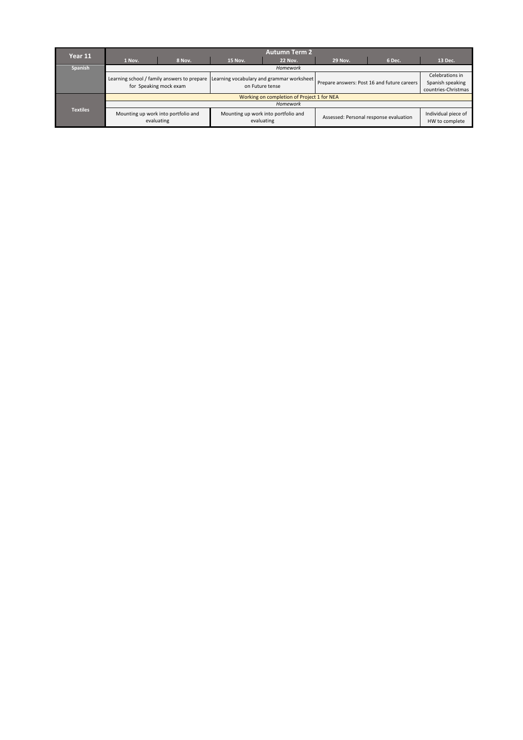| Year 11 | Autumn Term 2 | | | | | | |
|---|---|---|---|---|---|---|---|
| | 1 Nov. | 8 Nov. | 15 Nov. | 22 Nov. | 29 Nov. | 6 Dec. | 13 Dec. |
| Spanish | *Homework* | | | | | | |
| | Learning school / family answers to prepare for Speaking mock exam | | Learning vocabulary and grammar worksheet on Future tense | | Prepare answers: Post 16 and future careers | | Celebrations in Spanish speaking countries-Christmas |
| Textiles | Working on completion of Project 1 for NEA | | | | | | |
| | *Homework* | | | | | | |
| | Mounting up work into portfolio and evaluating | | Mounting up work into portfolio and evaluating | | Assessed: Personal response evaluation | | Individual piece of HW to complete |